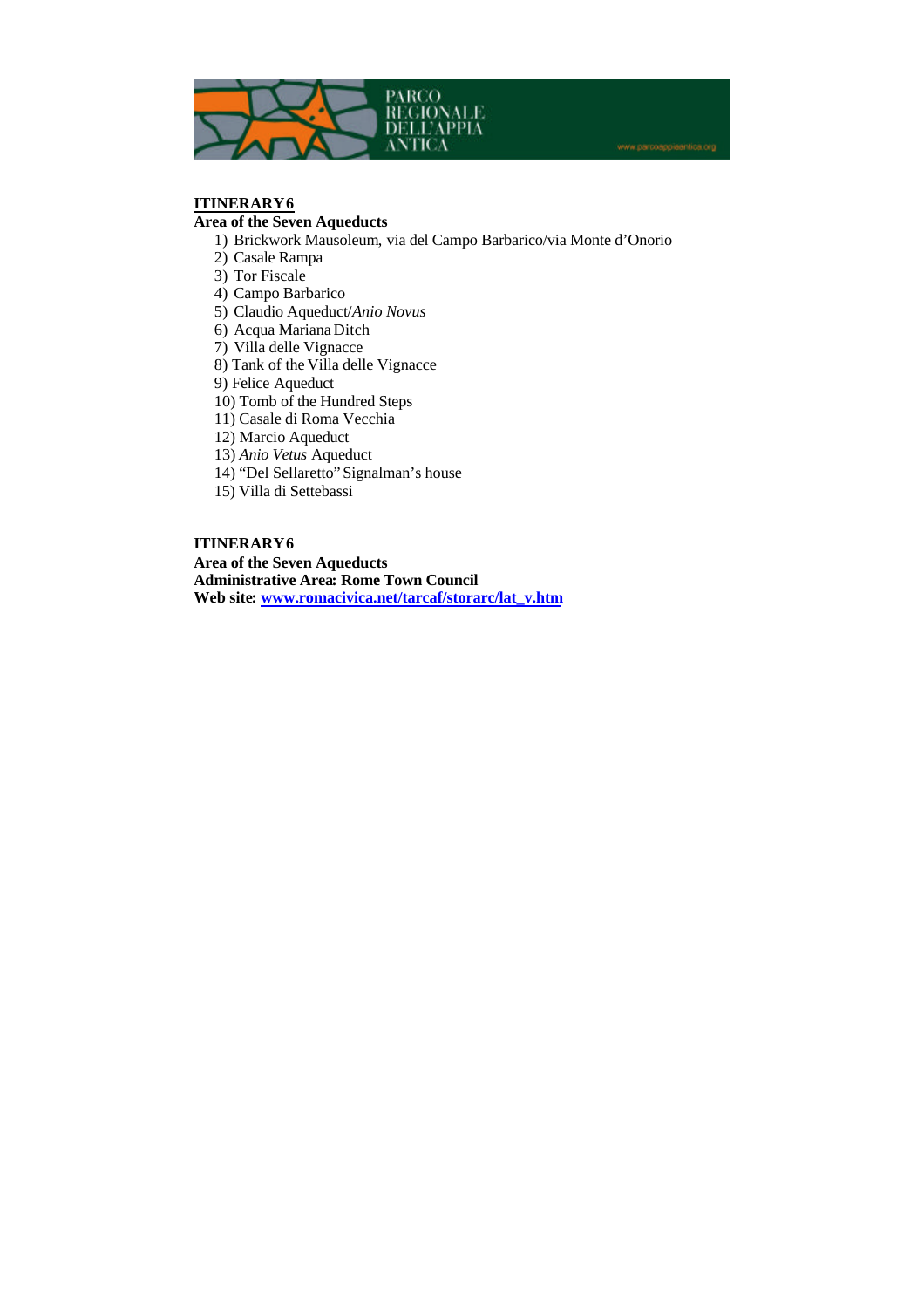**ITINERARY 6**

**Area of the Seven Aqueducts**

1) Brickwork Mausoleum, via del Campo Barbarico/via Monte d'Onorio
2) Casale Rampa
3) Tor Fiscale
4) Campo Barbarico
5) Claudio Aqueduct/*Anio Novus*
6) Acqua Mariana Ditch
7) Villa delle Vignacce
8) Tank of the Villa delle Vignacce
9) Felice Aqueduct
10) Tomb of the Hundred Steps
11) Casale di Roma Vecchia
12) Marcio Aqueduct
13) *Anio Vetus* Aqueduct
14) "Del Sellaretto" Signalman's house
15) Villa di Settebassi

**ITINERARY 6**

**Area of the Seven Aqueducts**

**Administrative Area: Rome Town Council**

**Web site: www.romacivica.net/tarcaf/storarc/lat_v.htm**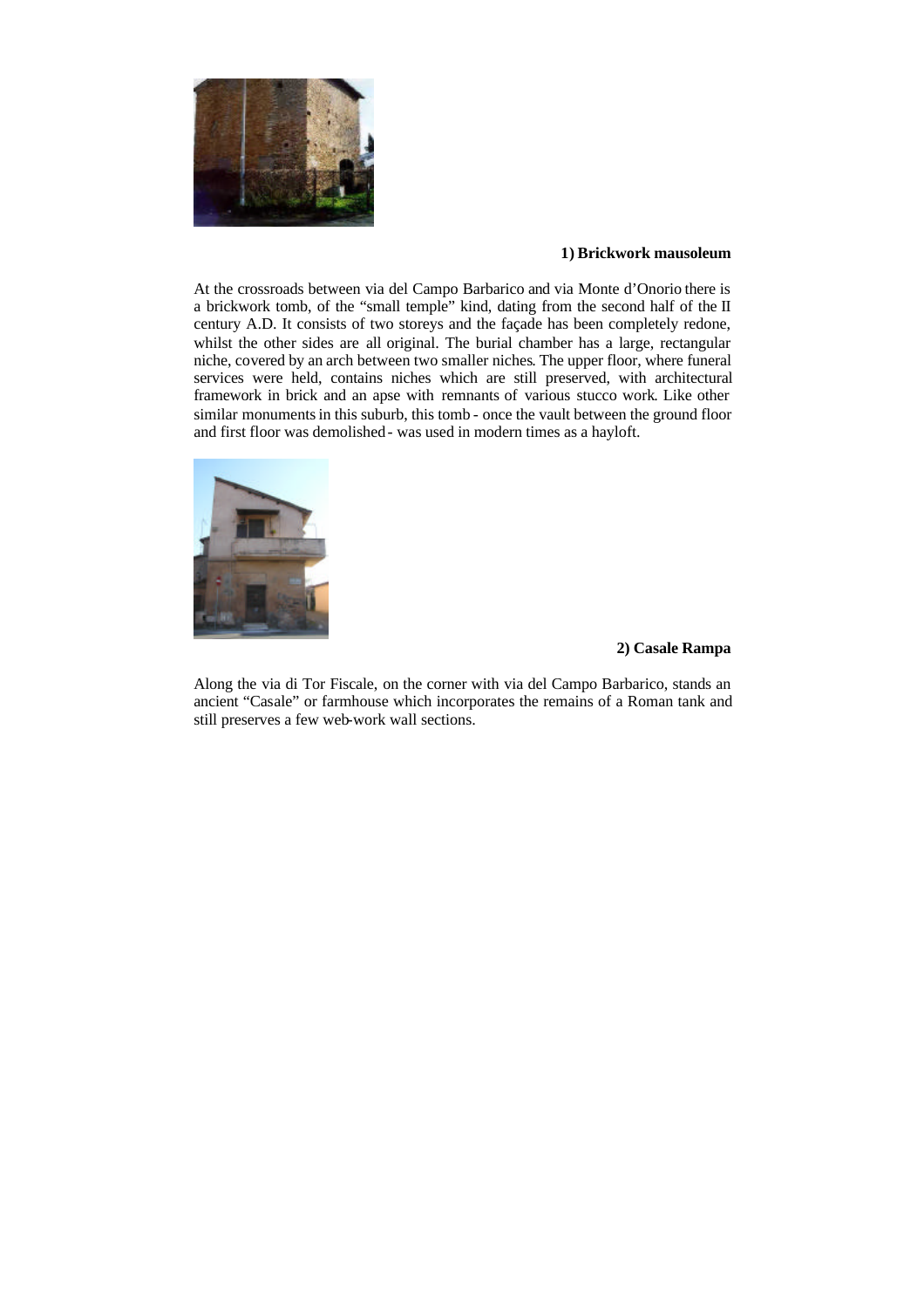**1) Brickwork mausoleum**

At the crossroads between via del Campo Barbarico and via Monte d'Onorio there is a brickwork tomb, of the "small temple" kind, dating from the second half of the II century A.D. It consists of two storeys and the façade has been completely redone, whilst the other sides are all original. The burial chamber has a large, rectangular niche, covered by an arch between two smaller niches. The upper floor, where funeral services were held, contains niches which are still preserved, with architectural framework in brick and an apse with remnants of various stucco work. Like other similar monuments in this suburb, this tomb - once the vault between the ground floor and first floor was demolished - was used in modern times as a hayloft.

**2) Casale Rampa**

Along the via di Tor Fiscale, on the corner with via del Campo Barbarico, stands an ancient "Casale" or farmhouse which incorporates the remains of a Roman tank and still preserves a few web-work wall sections.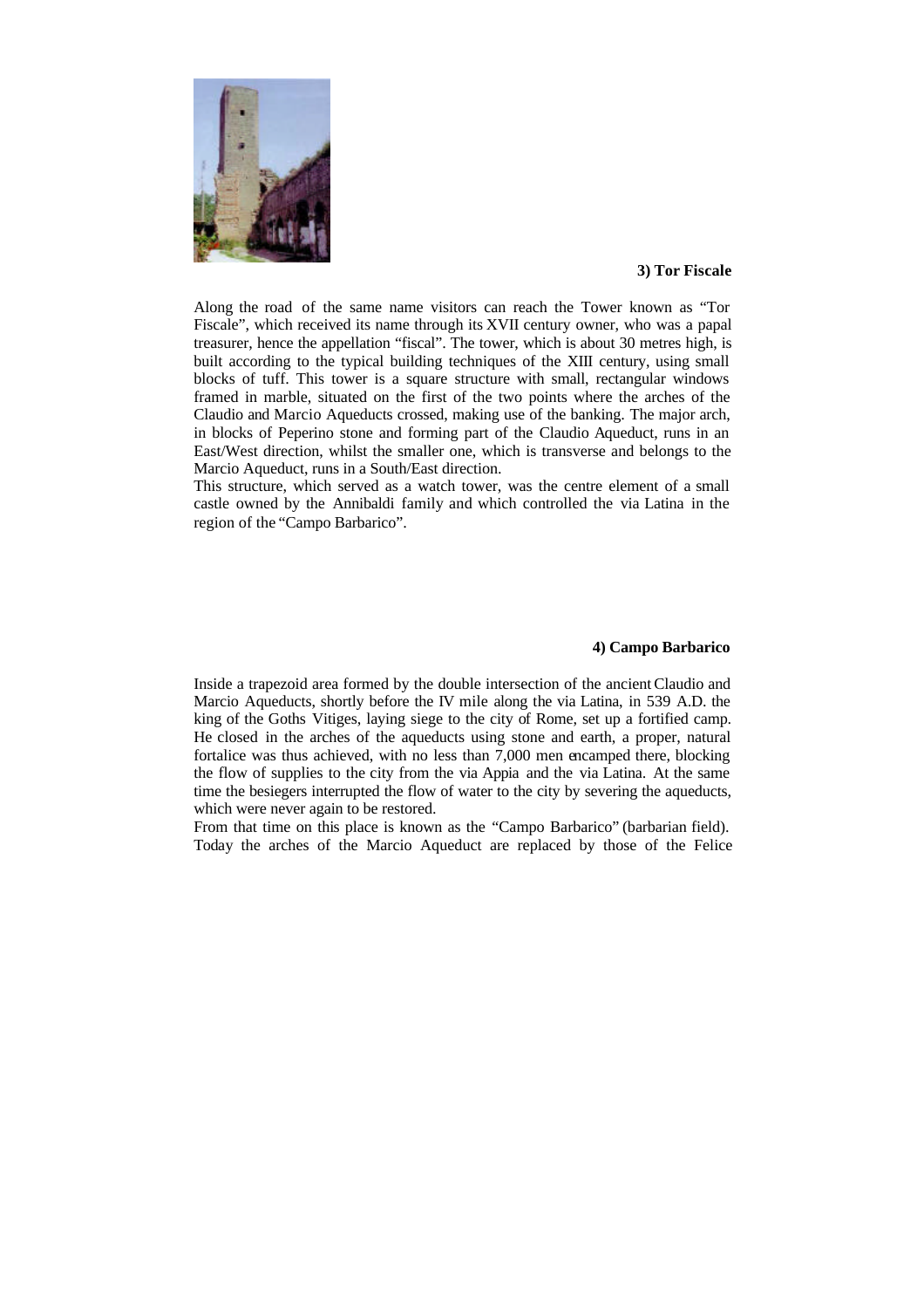### 3) Tor Fiscale

Along the road of the same name visitors can reach the Tower known as "Tor Fiscale", which received its name through its XVII century owner, who was a papal treasurer, hence the appellation "fiscal". The tower, which is about 30 metres high, is built according to the typical building techniques of the XIII century, using small blocks of tuff. This tower is a square structure with small, rectangular windows framed in marble, situated on the first of the two points where the arches of the Claudio and Marcio Aqueducts crossed, making use of the banking. The major arch, in blocks of Peperino stone and forming part of the Claudio Aqueduct, runs in an East/West direction, whilst the smaller one, which is transverse and belongs to the Marcio Aqueduct, runs in a South/East direction.
This structure, which served as a watch tower, was the centre element of a small castle owned by the Annibaldi family and which controlled the via Latina in the region of the "Campo Barbarico".

### 4) Campo Barbarico

Inside a trapezoid area formed by the double intersection of the ancient Claudio and Marcio Aqueducts, shortly before the IV mile along the via Latina, in 539 A.D. the king of the Goths Vitiges, laying siege to the city of Rome, set up a fortified camp. He closed in the arches of the aqueducts using stone and earth, a proper, natural fortalice was thus achieved, with no less than 7,000 men encamped there, blocking the flow of supplies to the city from the via Appia and the via Latina. At the same time the besiegers interrupted the flow of water to the city by severing the aqueducts, which were never again to be restored.
From that time on this place is known as the "Campo Barbarico" (barbarian field). Today the arches of the Marcio Aqueduct are replaced by those of the Felice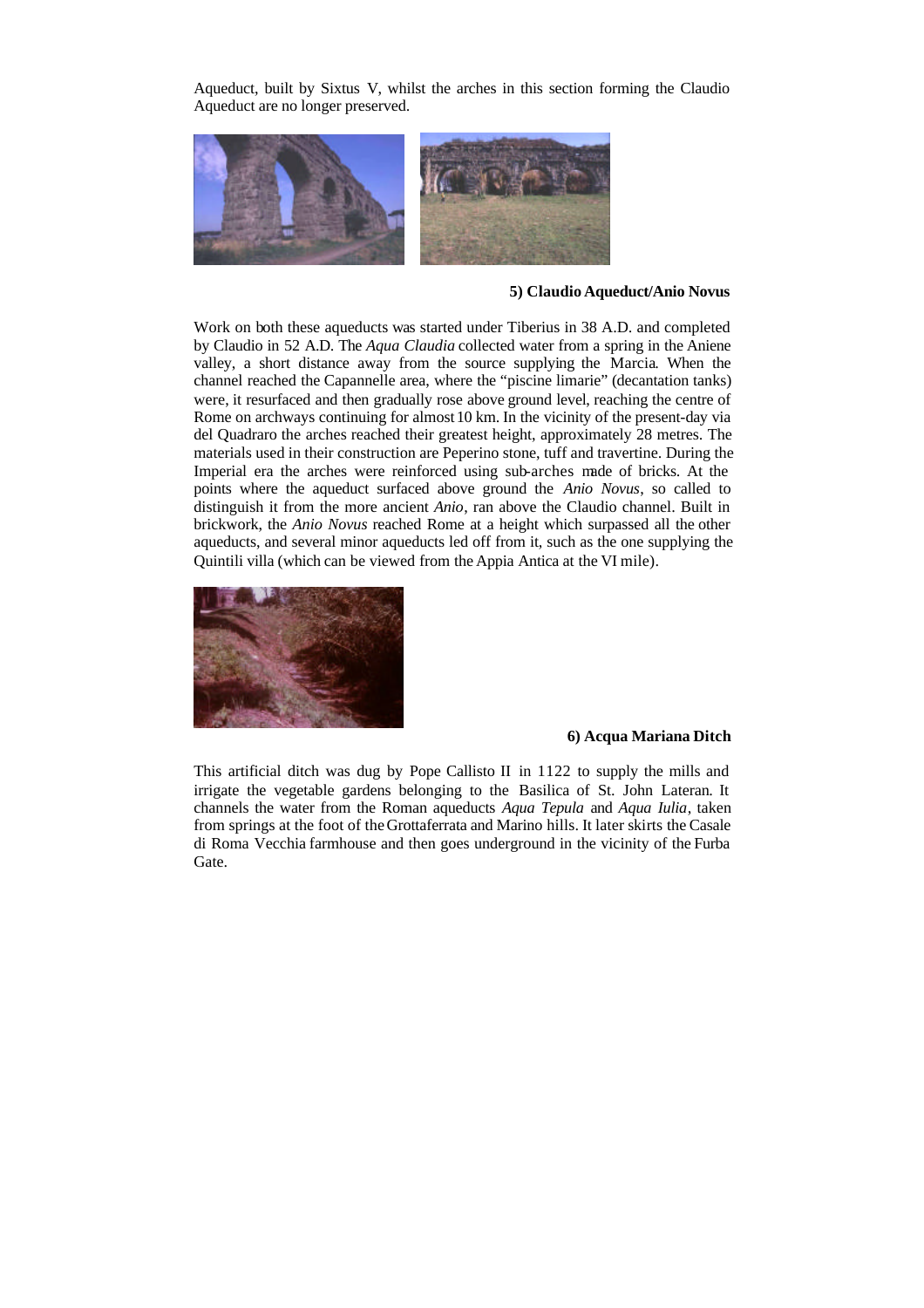Aqueduct, built by Sixtus V, whilst the arches in this section forming the Claudio Aqueduct are no longer preserved.

**5) Claudio Aqueduct/Anio Novus**

Work on both these aqueducts was started under Tiberius in 38 A.D. and completed by Claudio in 52 A.D. The *Aqua Claudia* collected water from a spring in the Aniene valley, a short distance away from the source supplying the Marcia. When the channel reached the Capannelle area, where the "piscine limarie" (decantation tanks) were, it resurfaced and then gradually rose above ground level, reaching the centre of Rome on archways continuing for almost 10 km. In the vicinity of the present-day via del Quadraro the arches reached their greatest height, approximately 28 metres. The materials used in their construction are Peperino stone, tuff and travertine. During the Imperial era the arches were reinforced using sub-arches made of bricks. At the points where the aqueduct surfaced above ground the *Anio Novus*, so called to distinguish it from the more ancient *Anio*, ran above the Claudio channel. Built in brickwork, the *Anio Novus* reached Rome at a height which surpassed all the other aqueducts, and several minor aqueducts led off from it, such as the one supplying the Quintili villa (which can be viewed from the Appia Antica at the VI mile).

**6) Acqua Mariana Ditch**

This artificial ditch was dug by Pope Callisto II in 1122 to supply the mills and irrigate the vegetable gardens belonging to the Basilica of St. John Lateran. It channels the water from the Roman aqueducts *Aqua Tepula* and *Aqua Iulia*, taken from springs at the foot of the Grottaferrata and Marino hills. It later skirts the Casale di Roma Vecchia farmhouse and then goes underground in the vicinity of the Furba Gate.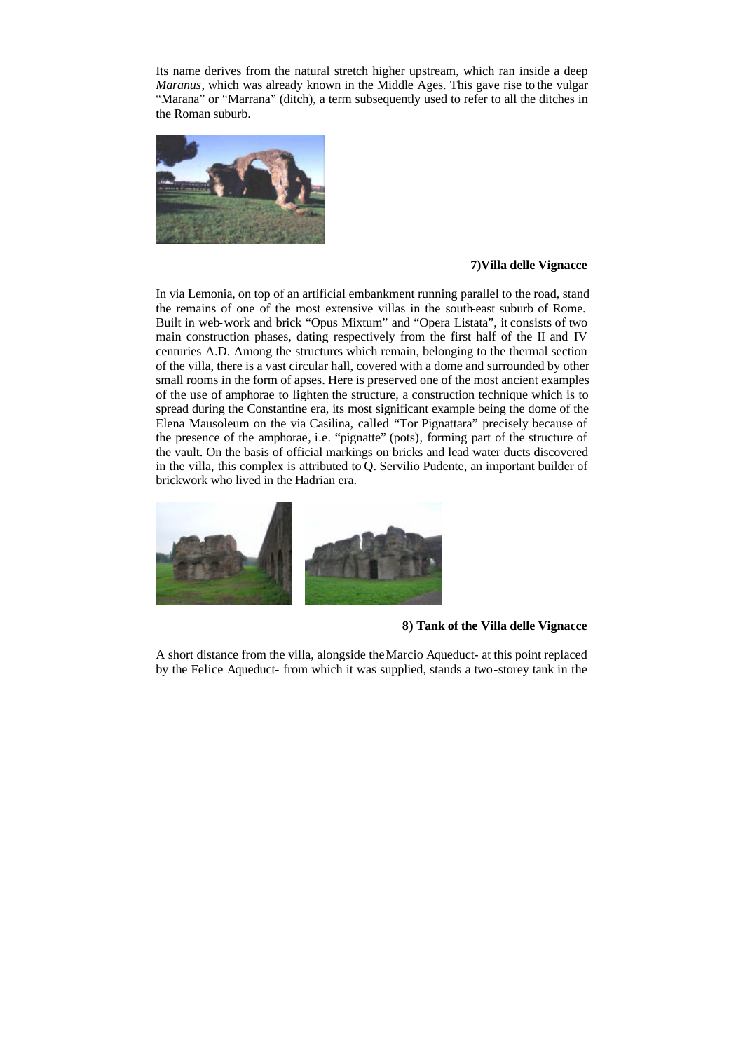Its name derives from the natural stretch higher upstream, which ran inside a deep *Maranus*, which was already known in the Middle Ages. This gave rise to the vulgar "Marana" or "Marrana" (ditch), a term subsequently used to refer to all the ditches in the Roman suburb.

**7)Villa delle Vignacce**

In via Lemonia, on top of an artificial embankment running parallel to the road, stand the remains of one of the most extensive villas in the south-east suburb of Rome. Built in web-work and brick "Opus Mixtum" and "Opera Listata", it consists of two main construction phases, dating respectively from the first half of the II and IV centuries A.D. Among the structures which remain, belonging to the thermal section of the villa, there is a vast circular hall, covered with a dome and surrounded by other small rooms in the form of apses. Here is preserved one of the most ancient examples of the use of amphorae to lighten the structure, a construction technique which is to spread during the Constantine era, its most significant example being the dome of the Elena Mausoleum on the via Casilina, called "Tor Pignattara" precisely because of the presence of the amphorae, i.e. "pignatte" (pots), forming part of the structure of the vault. On the basis of official markings on bricks and lead water ducts discovered in the villa, this complex is attributed to Q. Servilio Pudente, an important builder of brickwork who lived in the Hadrian era.

**8) Tank of the Villa delle Vignacce**

A short distance from the villa, alongside the Marcio Aqueduct- at this point replaced by the Felice Aqueduct- from which it was supplied, stands a two-storey tank in the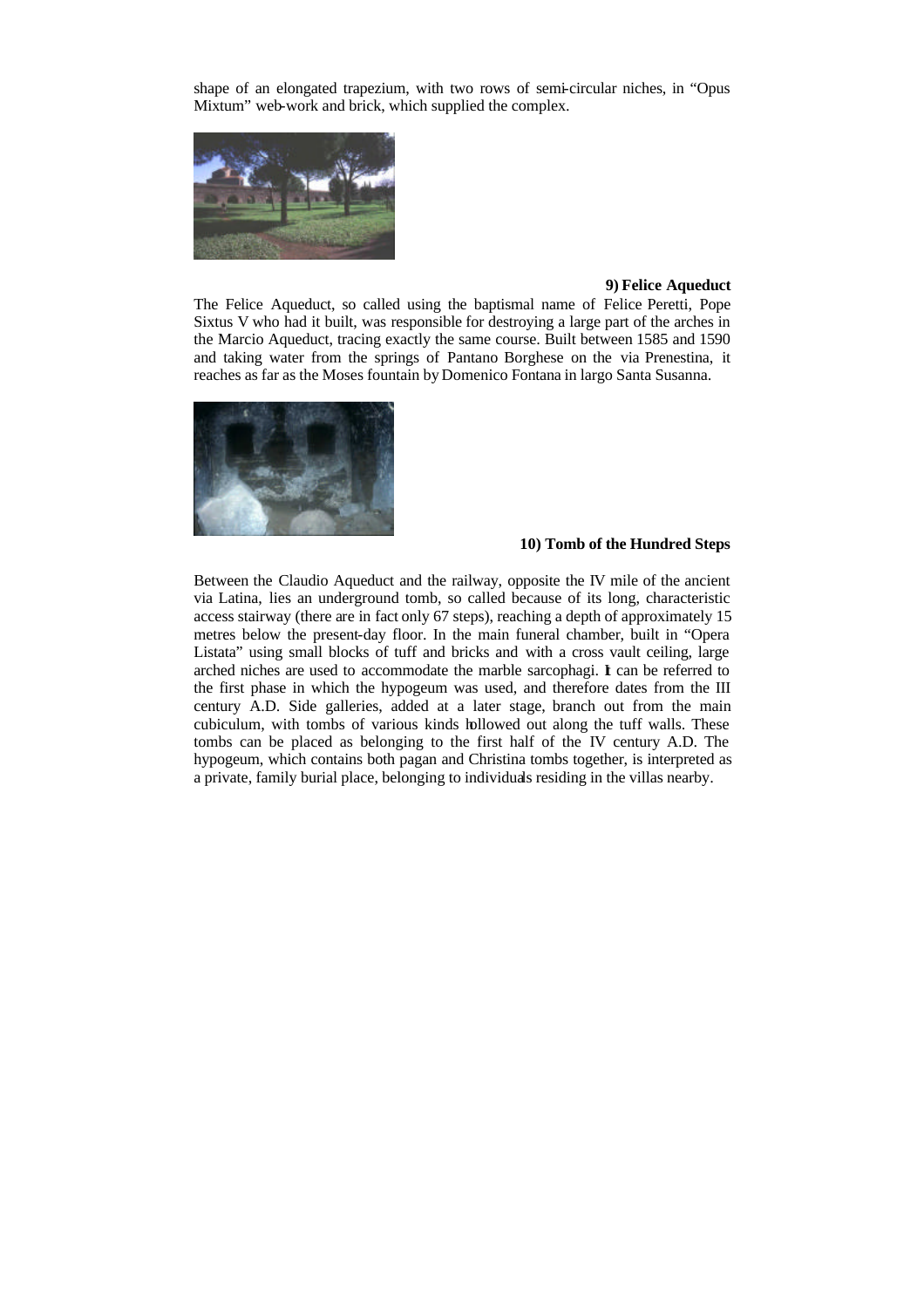shape of an elongated trapezium, with two rows of semi-circular niches, in "Opus Mixtum" web-work and brick, which supplied the complex.

### 9) Felice Aqueduct

The Felice Aqueduct, so called using the baptismal name of Felice Peretti, Pope Sixtus V who had it built, was responsible for destroying a large part of the arches in the Marcio Aqueduct, tracing exactly the same course. Built between 1585 and 1590 and taking water from the springs of Pantano Borghese on the via Prenestina, it reaches as far as the Moses fountain by Domenico Fontana in largo Santa Susanna.

### 10) Tomb of the Hundred Steps

Between the Claudio Aqueduct and the railway, opposite the IV mile of the ancient via Latina, lies an underground tomb, so called because of its long, characteristic access stairway (there are in fact only 67 steps), reaching a depth of approximately 15 metres below the present-day floor. In the main funeral chamber, built in "Opera Listata" using small blocks of tuff and bricks and with a cross vault ceiling, large arched niches are used to accommodate the marble sarcophagi. It can be referred to the first phase in which the hypogeum was used, and therefore dates from the III century A.D. Side galleries, added at a later stage, branch out from the main cubiculum, with tombs of various kinds hollowed out along the tuff walls. These tombs can be placed as belonging to the first half of the IV century A.D. The hypogeum, which contains both pagan and Christina tombs together, is interpreted as a private, family burial place, belonging to individuals residing in the villas nearby.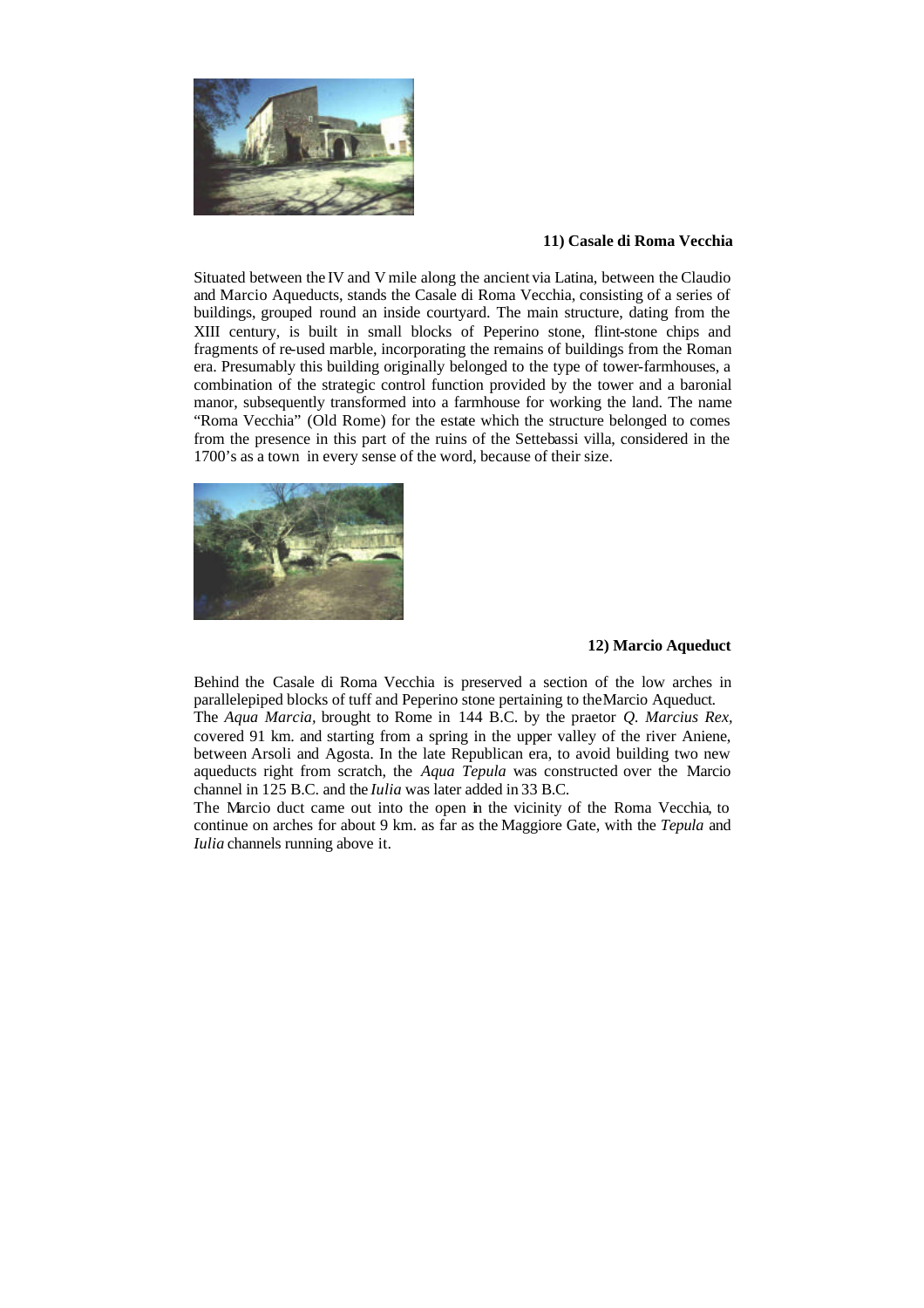**11) Casale di Roma Vecchia**

Situated between the IV and V mile along the ancient via Latina, between the Claudio and Marcio Aqueducts, stands the Casale di Roma Vecchia, consisting of a series of buildings, grouped round an inside courtyard. The main structure, dating from the XIII century, is built in small blocks of Peperino stone, flint-stone chips and fragments of re-used marble, incorporating the remains of buildings from the Roman era. Presumably this building originally belonged to the type of tower-farmhouses, a combination of the strategic control function provided by the tower and a baronial manor, subsequently transformed into a farmhouse for working the land. The name "Roma Vecchia" (Old Rome) for the estate which the structure belonged to comes from the presence in this part of the ruins of the Settebassi villa, considered in the 1700's as a town in every sense of the word, because of their size.

**12) Marcio Aqueduct**

Behind the Casale di Roma Vecchia is preserved a section of the low arches in parallelepiped blocks of tuff and Peperino stone pertaining to the Marcio Aqueduct.
The *Aqua Marcia*, brought to Rome in 144 B.C. by the praetor *Q. Marcius Rex*, covered 91 km. and starting from a spring in the upper valley of the river Aniene, between Arsoli and Agosta. In the late Republican era, to avoid building two new aqueducts right from scratch, the *Aqua Tepula* was constructed over the Marcio channel in 125 B.C. and the *Iulia* was later added in 33 B.C.
The Marcio duct came out into the open in the vicinity of the Roma Vecchia, to continue on arches for about 9 km. as far as the Maggiore Gate, with the *Tepula* and *Iulia* channels running above it.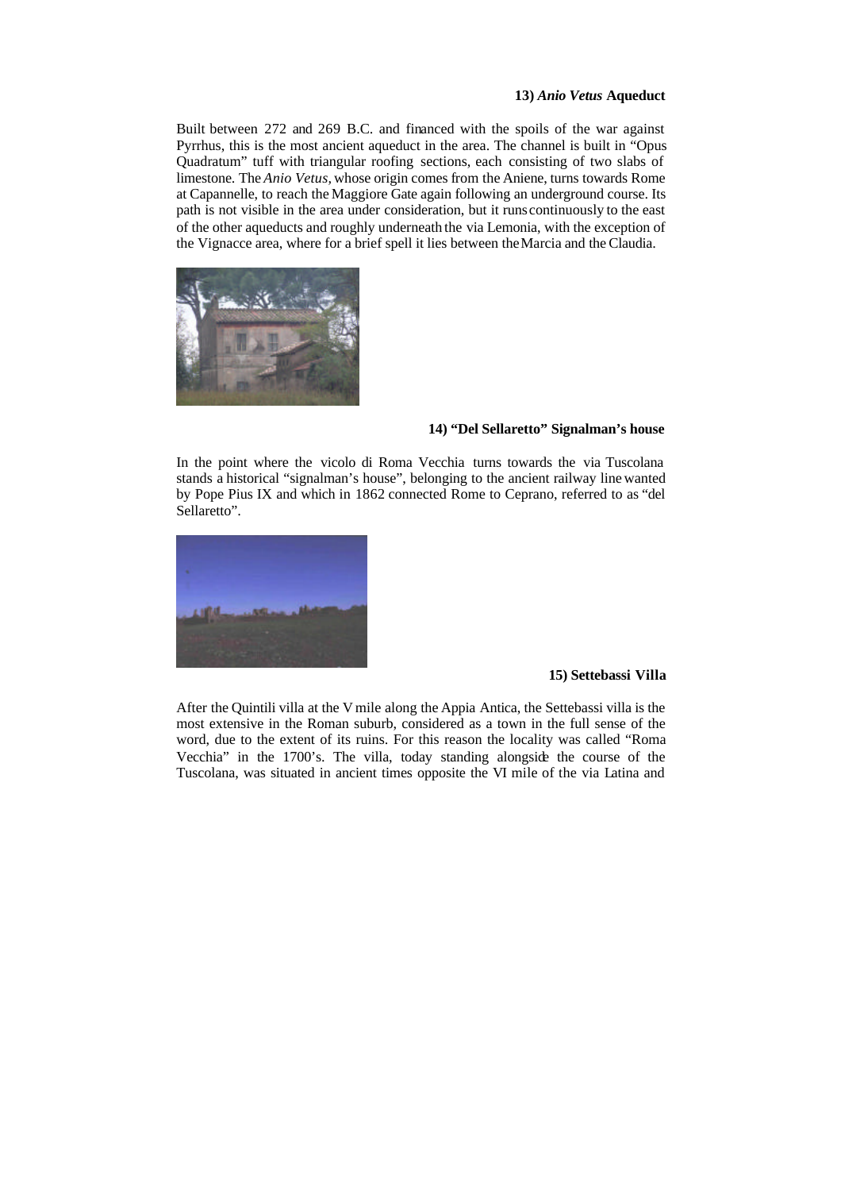### 13) *Anio Vetus* Aqueduct

Built between 272 and 269 B.C. and financed with the spoils of the war against Pyrrhus, this is the most ancient aqueduct in the area. The channel is built in "Opus Quadratum" tuff with triangular roofing sections, each consisting of two slabs of limestone. The *Anio Vetus,* whose origin comes from the Aniene, turns towards Rome at Capannelle, to reach the Maggiore Gate again following an underground course. Its path is not visible in the area under consideration, but it runs continuously to the east of the other aqueducts and roughly underneath the via Lemonia, with the exception of the Vignacce area, where for a brief spell it lies between the Marcia and the Claudia.

### 14) "Del Sellaretto" Signalman's house

In the point where the vicolo di Roma Vecchia turns towards the via Tuscolana stands a historical "signalman's house", belonging to the ancient railway line wanted by Pope Pius IX and which in 1862 connected Rome to Ceprano, referred to as "del Sellaretto".

### 15) Settebassi Villa

After the Quintili villa at the V mile along the Appia Antica, the Settebassi villa is the most extensive in the Roman suburb, considered as a town in the full sense of the word, due to the extent of its ruins. For this reason the locality was called "Roma Vecchia" in the 1700's. The villa, today standing alongside the course of the Tuscolana, was situated in ancient times opposite the VI mile of the via Latina and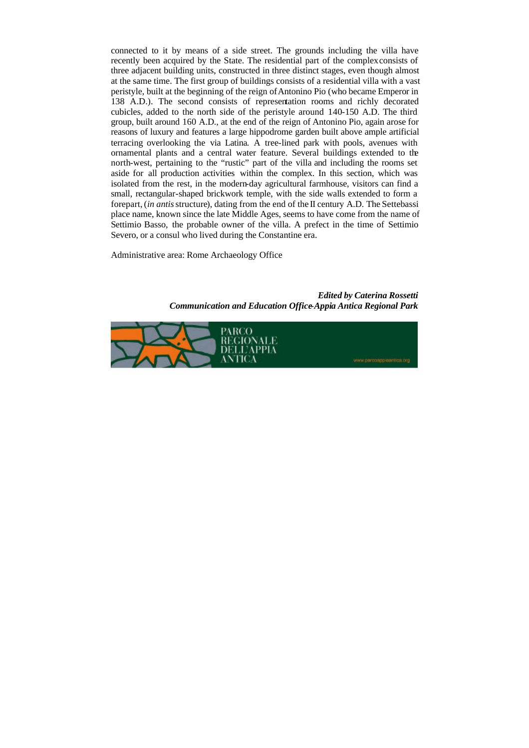connected to it by means of a side street. The grounds including the villa have recently been acquired by the State. The residential part of the complex consists of three adjacent building units, constructed in three distinct stages, even though almost at the same time. The first group of buildings consists of a residential villa with a vast peristyle, built at the beginning of the reign of Antonino Pio (who became Emperor in 138 A.D.). The second consists of representation rooms and richly decorated cubicles, added to the north side of the peristyle around 140-150 A.D. The third group, built around 160 A.D., at the end of the reign of Antonino Pio, again arose for reasons of luxury and features a large hippodrome garden built above ample artificial terracing overlooking the via Latina. A tree-lined park with pools, avenues with ornamental plants and a central water feature. Several buildings extended to the north-west, pertaining to the "rustic" part of the villa and including the rooms set aside for all production activities within the complex. In this section, which was isolated from the rest, in the modern-day agricultural farmhouse, visitors can find a small, rectangular-shaped brickwork temple, with the side walls extended to form a forepart, (*in antis* structure), dating from the end of the II century A.D. The Settebassi place name, known since the late Middle Ages, seems to have come from the name of Settimio Basso, the probable owner of the villa. A prefect in the time of Settimio Severo, or a consul who lived during the Constantine era.

Administrative area: Rome Archaeology Office

***Edited by Caterina Rossetti***
***Communication and Education Office-Appia Antica Regional Park***

PARCO REGIONALE DELL'APPIA ANTICA

www.parcoappiaantica.org